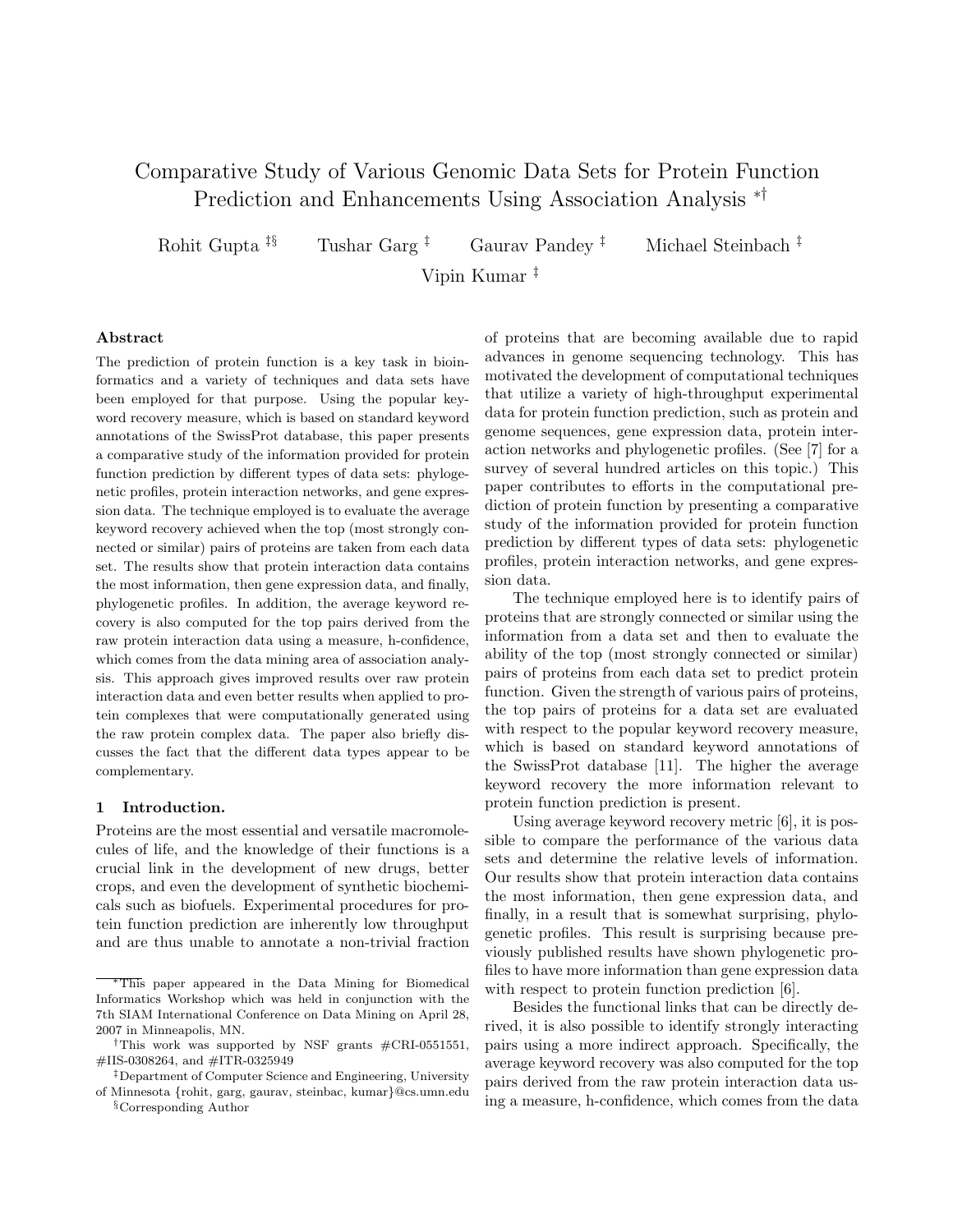# Comparative Study of Various Genomic Data Sets for Protein Function Prediction and Enhancements Using Association Analysis *†

Rohit Gupta ‡§  Tushar Garg ‡  Gaurav Pandey ‡  Michael Steinbach ‡  Vipin Kumar ‡

### Abstract

The prediction of protein function is a key task in bioinformatics and a variety of techniques and data sets have been employed for that purpose. Using the popular keyword recovery measure, which is based on standard keyword annotations of the SwissProt database, this paper presents a comparative study of the information provided for protein function prediction by different types of data sets: phylogenetic profiles, protein interaction networks, and gene expression data. The technique employed is to evaluate the average keyword recovery achieved when the top (most strongly connected or similar) pairs of proteins are taken from each data set. The results show that protein interaction data contains the most information, then gene expression data, and finally, phylogenetic profiles. In addition, the average keyword recovery is also computed for the top pairs derived from the raw protein interaction data using a measure, h-confidence, which comes from the data mining area of association analysis. This approach gives improved results over raw protein interaction data and even better results when applied to protein complexes that were computationally generated using the raw protein complex data. The paper also briefly discusses the fact that the different data types appear to be complementary.

## 1 Introduction.

Proteins are the most essential and versatile macromolecules of life, and the knowledge of their functions is a crucial link in the development of new drugs, better crops, and even the development of synthetic biochemicals such as biofuels. Experimental procedures for protein function prediction are inherently low throughput and are thus unable to annotate a non-trivial fraction of proteins that are becoming available due to rapid advances in genome sequencing technology. This has motivated the development of computational techniques that utilize a variety of high-throughput experimental data for protein function prediction, such as protein and genome sequences, gene expression data, protein interaction networks and phylogenetic profiles. (See [7] for a survey of several hundred articles on this topic.) This paper contributes to efforts in the computational prediction of protein function by presenting a comparative study of the information provided for protein function prediction by different types of data sets: phylogenetic profiles, protein interaction networks, and gene expression data.

The technique employed here is to identify pairs of proteins that are strongly connected or similar using the information from a data set and then to evaluate the ability of the top (most strongly connected or similar) pairs of proteins from each data set to predict protein function. Given the strength of various pairs of proteins, the top pairs of proteins for a data set are evaluated with respect to the popular keyword recovery measure, which is based on standard keyword annotations of the SwissProt database [11]. The higher the average keyword recovery the more information relevant to protein function prediction is present.

Using average keyword recovery metric [6], it is possible to compare the performance of the various data sets and determine the relative levels of information. Our results show that protein interaction data contains the most information, then gene expression data, and finally, in a result that is somewhat surprising, phylogenetic profiles. This result is surprising because previously published results have shown phylogenetic profiles to have more information than gene expression data with respect to protein function prediction [6].

Besides the functional links that can be directly derived, it is also possible to identify strongly interacting pairs using a more indirect approach. Specifically, the average keyword recovery was also computed for the top pairs derived from the raw protein interaction data using a measure, h-confidence, which comes from the data

---

*This paper appeared in the Data Mining for Biomedical Informatics Workshop which was held in conjunction with the 7th SIAM International Conference on Data Mining on April 28, 2007 in Minneapolis, MN.

†This work was supported by NSF grants #CRI-0551551, #IIS-0308264, and #ITR-0325949

‡Department of Computer Science and Engineering, University of Minnesota {rohit, garg, gaurav, steinbac, kumar}@cs.umn.edu

§Corresponding Author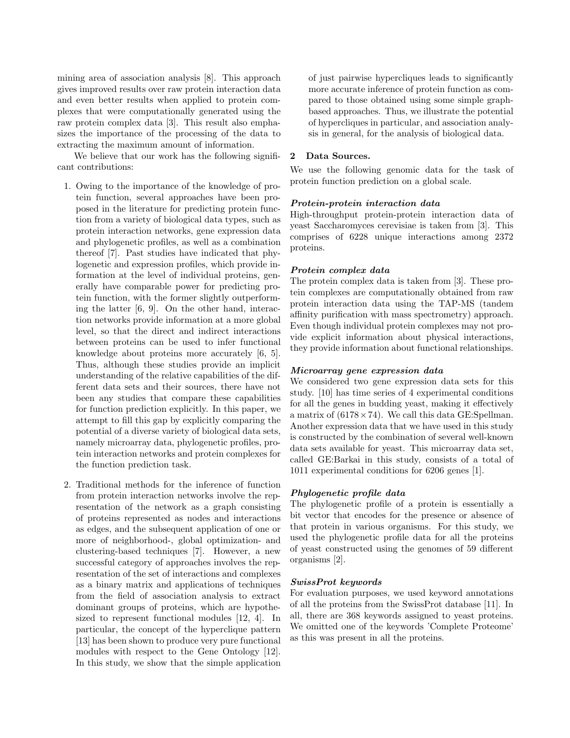mining area of association analysis [8]. This approach gives improved results over raw protein interaction data and even better results when applied to protein complexes that were computationally generated using the raw protein complex data [3]. This result also emphasizes the importance of the processing of the data to extracting the maximum amount of information.

We believe that our work has the following significant contributions:

1. Owing to the importance of the knowledge of protein function, several approaches have been proposed in the literature for predicting protein function from a variety of biological data types, such as protein interaction networks, gene expression data and phylogenetic profiles, as well as a combination thereof [7]. Past studies have indicated that phylogenetic and expression profiles, which provide information at the level of individual proteins, generally have comparable power for predicting protein function, with the former slightly outperforming the latter [6, 9]. On the other hand, interaction networks provide information at a more global level, so that the direct and indirect interactions between proteins can be used to infer functional knowledge about proteins more accurately [6, 5]. Thus, although these studies provide an implicit understanding of the relative capabilities of the different data sets and their sources, there have not been any studies that compare these capabilities for function prediction explicitly. In this paper, we attempt to fill this gap by explicitly comparing the potential of a diverse variety of biological data sets, namely microarray data, phylogenetic profiles, protein interaction networks and protein complexes for the function prediction task.

2. Traditional methods for the inference of function from protein interaction networks involve the representation of the network as a graph consisting of proteins represented as nodes and interactions as edges, and the subsequent application of one or more of neighborhood-, global optimization- and clustering-based techniques [7]. However, a new successful category of approaches involves the representation of the set of interactions and complexes as a binary matrix and applications of techniques from the field of association analysis to extract dominant groups of proteins, which are hypothesized to represent functional modules [12, 4]. In particular, the concept of the hyperclique pattern [13] has been shown to produce very pure functional modules with respect to the Gene Ontology [12]. In this study, we show that the simple application of just pairwise hypercliques leads to significantly more accurate inference of protein function as compared to those obtained using some simple graph-based approaches. Thus, we illustrate the potential of hypercliques in particular, and association analysis in general, for the analysis of biological data.

## 2 Data Sources.

We use the following genomic data for the task of protein function prediction on a global scale.

***Protein-protein interaction data***

High-throughput protein-protein interaction data of yeast Saccharomyces cerevisiae is taken from [3]. This comprises of 6228 unique interactions among 2372 proteins.

***Protein complex data***

The protein complex data is taken from [3]. These protein complexes are computationally obtained from raw protein interaction data using the TAP-MS (tandem affinity purification with mass spectrometry) approach. Even though individual protein complexes may not provide explicit information about physical interactions, they provide information about functional relationships.

***Microarray gene expression data***

We considered two gene expression data sets for this study. [10] has time series of 4 experimental conditions for all the genes in budding yeast, making it effectively a matrix of $(6178 \times 74)$. We call this data GE:Spellman. Another expression data that we have used in this study is constructed by the combination of several well-known data sets available for yeast. This microarray data set, called GE:Barkai in this study, consists of a total of 1011 experimental conditions for 6206 genes [1].

***Phylogenetic profile data***

The phylogenetic profile of a protein is essentially a bit vector that encodes for the presence or absence of that protein in various organisms. For this study, we used the phylogenetic profile data for all the proteins of yeast constructed using the genomes of 59 different organisms [2].

***SwissProt keywords***

For evaluation purposes, we used keyword annotations of all the proteins from the SwissProt database [11]. In all, there are 368 keywords assigned to yeast proteins. We omitted one of the keywords 'Complete Proteome' as this was present in all the proteins.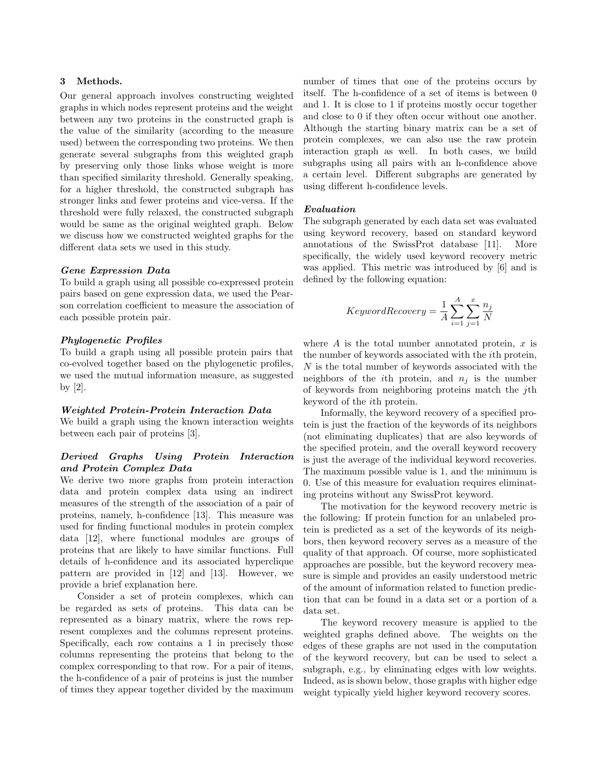## 3 Methods.

Our general approach involves constructing weighted graphs in which nodes represent proteins and the weight between any two proteins in the constructed graph is the value of the similarity (according to the measure used) between the corresponding two proteins. We then generate several subgraphs from this weighted graph by preserving only those links whose weight is more than specified similarity threshold. Generally speaking, for a higher threshold, the constructed subgraph has stronger links and fewer proteins and vice-versa. If the threshold were fully relaxed, the constructed subgraph would be same as the original weighted graph. Below we discuss how we constructed weighted graphs for the different data sets we used in this study.

***Gene Expression Data***

To build a graph using all possible co-expressed protein pairs based on gene expression data, we used the Pearson correlation coefficient to measure the association of each possible protein pair.

***Phylogenetic Profiles***

To build a graph using all possible protein pairs that co-evolved together based on the phylogenetic profiles, we used the mutual information measure, as suggested by [2].

***Weighted Protein-Protein Interaction Data***

We build a graph using the known interaction weights between each pair of proteins [3].

***Derived Graphs Using Protein Interaction and Protein Complex Data***

We derive two more graphs from protein interaction data and protein complex data using an indirect measures of the strength of the association of a pair of proteins, namely, h-confidence [13]. This measure was used for finding functional modules in protein complex data [12], where functional modules are groups of proteins that are likely to have similar functions. Full details of h-confidence and its associated hyperclique pattern are provided in [12] and [13]. However, we provide a brief explanation here.

Consider a set of protein complexes, which can be regarded as sets of proteins. This data can be represented as a binary matrix, where the rows represent complexes and the columns represent proteins. Specifically, each row contains a 1 in precisely those columns representing the proteins that belong to the complex corresponding to that row. For a pair of items, the h-confidence of a pair of proteins is just the number of times they appear together divided by the maximum number of times that one of the proteins occurs by itself. The h-confidence of a set of items is between 0 and 1. It is close to 1 if proteins mostly occur together and close to 0 if they often occur without one another. Although the starting binary matrix can be a set of protein complexes, we can also use the raw protein interaction graph as well. In both cases, we build subgraphs using all pairs with an h-confidence above a certain level. Different subgraphs are generated by using different h-confidence levels.

***Evaluation***

The subgraph generated by each data set was evaluated using keyword recovery, based on standard keyword annotations of the SwissProt database [11]. More specifically, the widely used keyword recovery metric was applied. This metric was introduced by [6] and is defined by the following equation:

$$KeywordRecovery = \frac{1}{A}\sum_{i=1}^{A}\sum_{j=1}^{x}\frac{n_j}{N}$$

where $A$ is the total number annotated protein, $x$ is the number of keywords associated with the $i$th protein, $N$ is the total number of keywords associated with the neighbors of the $i$th protein, and $n_j$ is the number of keywords from neighboring proteins match the $j$th keyword of the $i$th protein.

Informally, the keyword recovery of a specified protein is just the fraction of the keywords of its neighbors (not eliminating duplicates) that are also keywords of the specified protein, and the overall keyword recovery is just the average of the individual keyword recoveries. The maximum possible value is 1, and the minimum is 0. Use of this measure for evaluation requires eliminating proteins without any SwissProt keyword.

The motivation for the keyword recovery metric is the following: If protein function for an unlabeled protein is predicted as a set of the keywords of its neighbors, then keyword recovery serves as a measure of the quality of that approach. Of course, more sophisticated approaches are possible, but the keyword recovery measure is simple and provides an easily understood metric of the amount of information related to function prediction that can be found in a data set or a portion of a data set.

The keyword recovery measure is applied to the weighted graphs defined above. The weights on the edges of these graphs are not used in the computation of the keyword recovery, but can be used to select a subgraph, e.g., by eliminating edges with low weights. Indeed, as is shown below, those graphs with higher edge weight typically yield higher keyword recovery scores.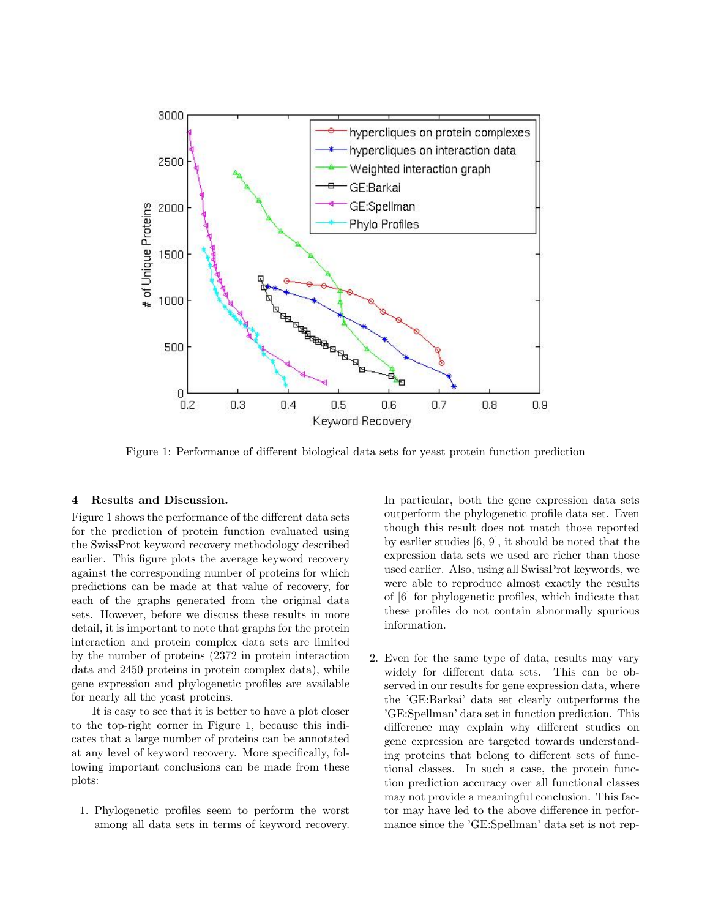Figure 1: Performance of different biological data sets for yeast protein function prediction

## 4 Results and Discussion.

Figure 1 shows the performance of the different data sets for the prediction of protein function evaluated using the SwissProt keyword recovery methodology described earlier. This figure plots the average keyword recovery against the corresponding number of proteins for which predictions can be made at that value of recovery, for each of the graphs generated from the original data sets. However, before we discuss these results in more detail, it is important to note that graphs for the protein interaction and protein complex data sets are limited by the number of proteins (2372 in protein interaction data and 2450 proteins in protein complex data), while gene expression and phylogenetic profiles are available for nearly all the yeast proteins.

It is easy to see that it is better to have a plot closer to the top-right corner in Figure 1, because this indicates that a large number of proteins can be annotated at any level of keyword recovery. More specifically, following important conclusions can be made from these plots:

1. Phylogenetic profiles seem to perform the worst among all data sets in terms of keyword recovery. In particular, both the gene expression data sets outperform the phylogenetic profile data set. Even though this result does not match those reported by earlier studies [6, 9], it should be noted that the expression data sets we used are richer than those used earlier. Also, using all SwissProt keywords, we were able to reproduce almost exactly the results of [6] for phylogenetic profiles, which indicate that these profiles do not contain abnormally spurious information.

2. Even for the same type of data, results may vary widely for different data sets. This can be observed in our results for gene expression data, where the 'GE:Barkai' data set clearly outperforms the 'GE:Spellman' data set in function prediction. This difference may explain why different studies on gene expression are targeted towards understanding proteins that belong to different sets of functional classes. In such a case, the protein function prediction accuracy over all functional classes may not provide a meaningful conclusion. This factor may have led to the above difference in performance since the 'GE:Spellman' data set is not rep-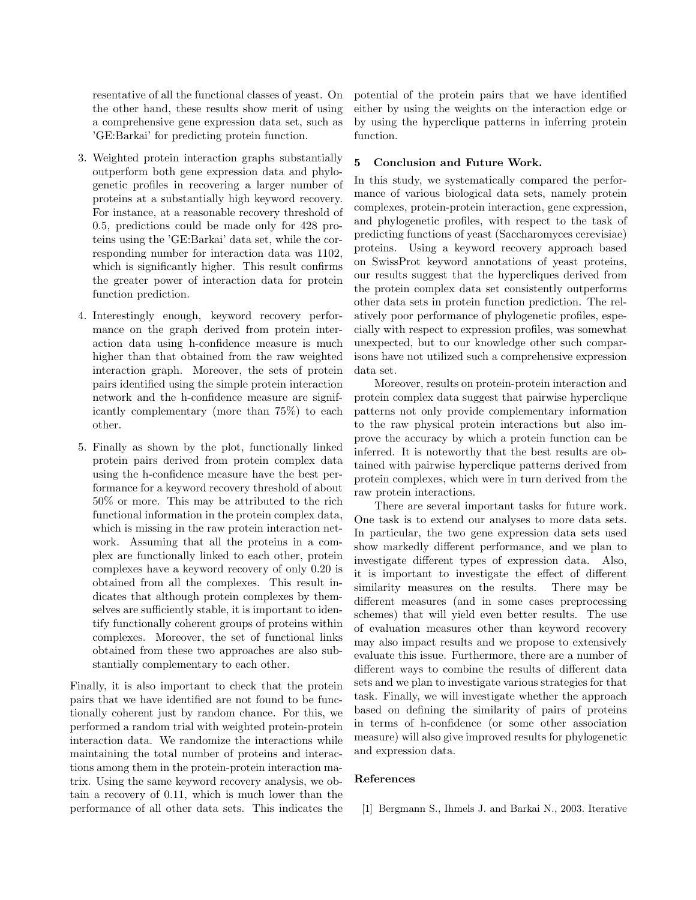resentative of all the functional classes of yeast. On the other hand, these results show merit of using a comprehensive gene expression data set, such as 'GE:Barkai' for predicting protein function.

3. Weighted protein interaction graphs substantially outperform both gene expression data and phylogenetic profiles in recovering a larger number of proteins at a substantially high keyword recovery. For instance, at a reasonable recovery threshold of 0.5, predictions could be made only for 428 proteins using the 'GE:Barkai' data set, while the corresponding number for interaction data was 1102, which is significantly higher. This result confirms the greater power of interaction data for protein function prediction.

4. Interestingly enough, keyword recovery performance on the graph derived from protein interaction data using h-confidence measure is much higher than that obtained from the raw weighted interaction graph. Moreover, the sets of protein pairs identified using the simple protein interaction network and the h-confidence measure are significantly complementary (more than 75%) to each other.

5. Finally as shown by the plot, functionally linked protein pairs derived from protein complex data using the h-confidence measure have the best performance for a keyword recovery threshold of about 50% or more. This may be attributed to the rich functional information in the protein complex data, which is missing in the raw protein interaction network. Assuming that all the proteins in a complex are functionally linked to each other, protein complexes have a keyword recovery of only 0.20 is obtained from all the complexes. This result indicates that although protein complexes by themselves are sufficiently stable, it is important to identify functionally coherent groups of proteins within complexes. Moreover, the set of functional links obtained from these two approaches are also substantially complementary to each other.

Finally, it is also important to check that the protein pairs that we have identified are not found to be functionally coherent just by random chance. For this, we performed a random trial with weighted protein-protein interaction data. We randomize the interactions while maintaining the total number of proteins and interactions among them in the protein-protein interaction matrix. Using the same keyword recovery analysis, we obtain a recovery of 0.11, which is much lower than the performance of all other data sets. This indicates the potential of the protein pairs that we have identified either by using the weights on the interaction edge or by using the hyperclique patterns in inferring protein function.

## 5 Conclusion and Future Work.

In this study, we systematically compared the performance of various biological data sets, namely protein complexes, protein-protein interaction, gene expression, and phylogenetic profiles, with respect to the task of predicting functions of yeast (Saccharomyces cerevisiae) proteins. Using a keyword recovery approach based on SwissProt keyword annotations of yeast proteins, our results suggest that the hypercliques derived from the protein complex data set consistently outperforms other data sets in protein function prediction. The relatively poor performance of phylogenetic profiles, especially with respect to expression profiles, was somewhat unexpected, but to our knowledge other such comparisons have not utilized such a comprehensive expression data set.

Moreover, results on protein-protein interaction and protein complex data suggest that pairwise hyperclique patterns not only provide complementary information to the raw physical protein interactions but also improve the accuracy by which a protein function can be inferred. It is noteworthy that the best results are obtained with pairwise hyperclique patterns derived from protein complexes, which were in turn derived from the raw protein interactions.

There are several important tasks for future work. One task is to extend our analyses to more data sets. In particular, the two gene expression data sets used show markedly different performance, and we plan to investigate different types of expression data. Also, it is important to investigate the effect of different similarity measures on the results. There may be different measures (and in some cases preprocessing schemes) that will yield even better results. The use of evaluation measures other than keyword recovery may also impact results and we propose to extensively evaluate this issue. Furthermore, there are a number of different ways to combine the results of different data sets and we plan to investigate various strategies for that task. Finally, we will investigate whether the approach based on defining the similarity of pairs of proteins in terms of h-confidence (or some other association measure) will also give improved results for phylogenetic and expression data.

## References

[1] Bergmann S., Ihmels J. and Barkai N., 2003. Iterative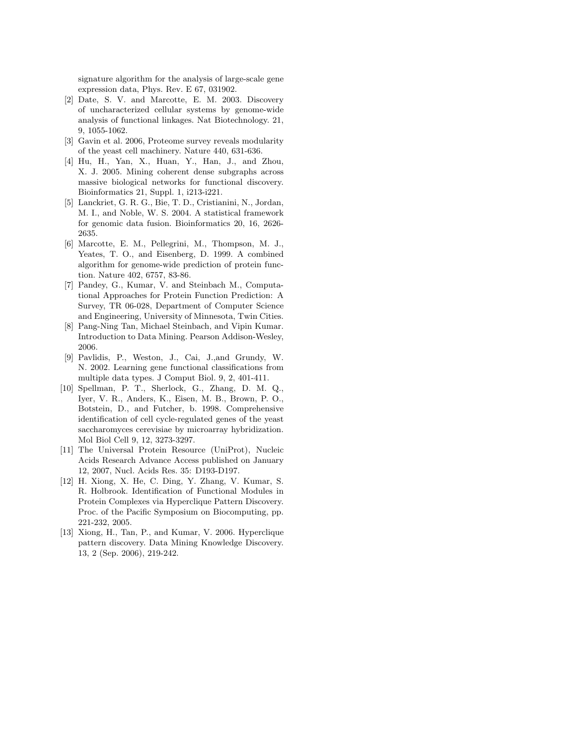signature algorithm for the analysis of large-scale gene expression data, Phys. Rev. E 67, 031902.

[2] Date, S. V. and Marcotte, E. M. 2003. Discovery of uncharacterized cellular systems by genome-wide analysis of functional linkages. Nat Biotechnology. 21, 9, 1055-1062.

[3] Gavin et al. 2006, Proteome survey reveals modularity of the yeast cell machinery. Nature 440, 631-636.

[4] Hu, H., Yan, X., Huan, Y., Han, J., and Zhou, X. J. 2005. Mining coherent dense subgraphs across massive biological networks for functional discovery. Bioinformatics 21, Suppl. 1, i213-i221.

[5] Lanckriet, G. R. G., Bie, T. D., Cristianini, N., Jordan, M. I., and Noble, W. S. 2004. A statistical framework for genomic data fusion. Bioinformatics 20, 16, 2626-2635.

[6] Marcotte, E. M., Pellegrini, M., Thompson, M. J., Yeates, T. O., and Eisenberg, D. 1999. A combined algorithm for genome-wide prediction of protein function. Nature 402, 6757, 83-86.

[7] Pandey, G., Kumar, V. and Steinbach M., Computational Approaches for Protein Function Prediction: A Survey, TR 06-028, Department of Computer Science and Engineering, University of Minnesota, Twin Cities.

[8] Pang-Ning Tan, Michael Steinbach, and Vipin Kumar. Introduction to Data Mining. Pearson Addison-Wesley, 2006.

[9] Pavlidis, P., Weston, J., Cai, J.,and Grundy, W. N. 2002. Learning gene functional classifications from multiple data types. J Comput Biol. 9, 2, 401-411.

[10] Spellman, P. T., Sherlock, G., Zhang, D. M. Q., Iyer, V. R., Anders, K., Eisen, M. B., Brown, P. O., Botstein, D., and Futcher, b. 1998. Comprehensive identification of cell cycle-regulated genes of the yeast saccharomyces cerevisiae by microarray hybridization. Mol Biol Cell 9, 12, 3273-3297.

[11] The Universal Protein Resource (UniProt), Nucleic Acids Research Advance Access published on January 12, 2007, Nucl. Acids Res. 35: D193-D197.

[12] H. Xiong, X. He, C. Ding, Y. Zhang, V. Kumar, S. R. Holbrook. Identification of Functional Modules in Protein Complexes via Hyperclique Pattern Discovery. Proc. of the Pacific Symposium on Biocomputing, pp. 221-232, 2005.

[13] Xiong, H., Tan, P., and Kumar, V. 2006. Hyperclique pattern discovery. Data Mining Knowledge Discovery. 13, 2 (Sep. 2006), 219-242.